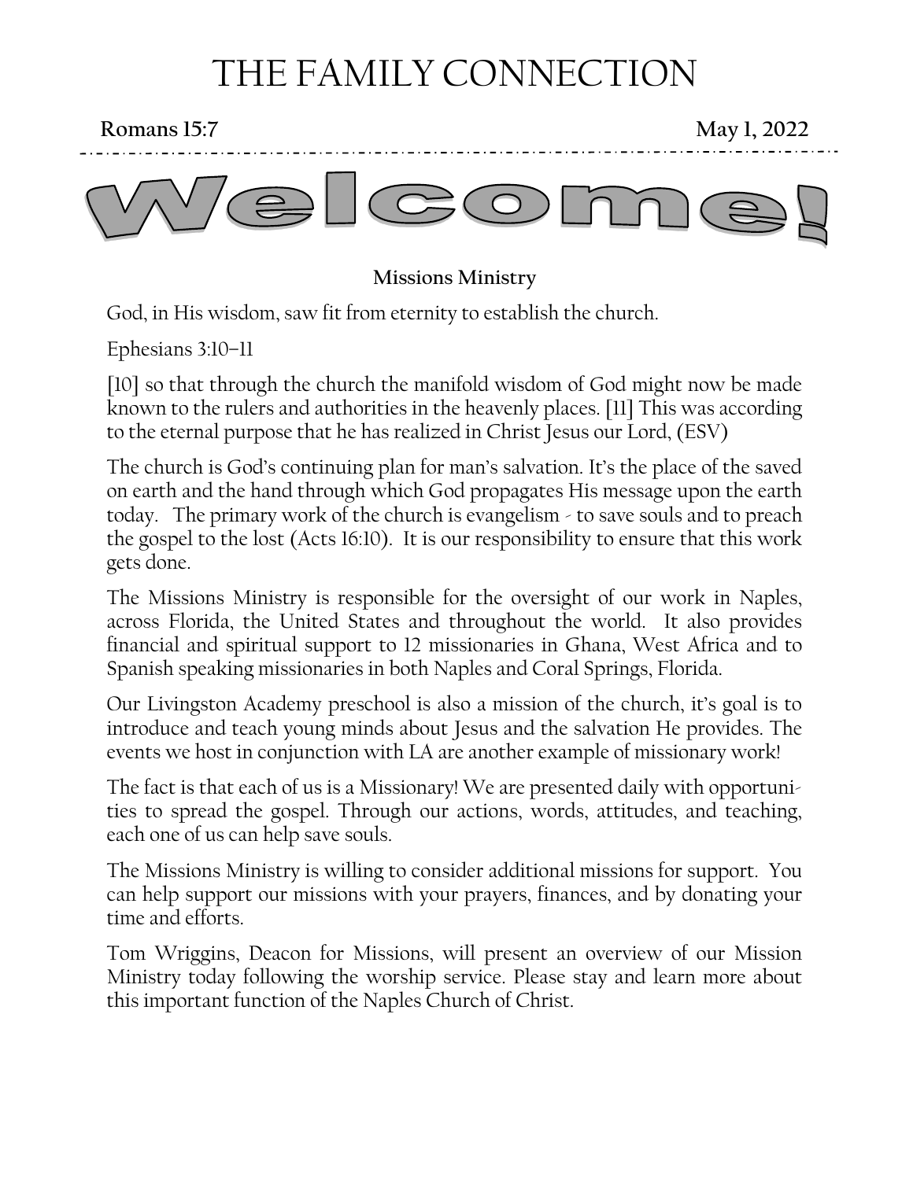# THE FAMILY CONNECTION

**Romans 15:7** **May 1, 2022**

# Welcome!

**Missions Ministry**

God, in His wisdom, saw fit from eternity to establish the church.

Ephesians 3:10–11

[10] so that through the church the manifold wisdom of God might now be made known to the rulers and authorities in the heavenly places. [11] This was according to the eternal purpose that he has realized in Christ Jesus our Lord, (ESV)

The church is God's continuing plan for man's salvation. It's the place of the saved on earth and the hand through which God propagates His message upon the earth today. The primary work of the church is evangelism - to save souls and to preach the gospel to the lost (Acts 16:10). It is our responsibility to ensure that this work gets done.

The Missions Ministry is responsible for the oversight of our work in Naples, across Florida, the United States and throughout the world. It also provides financial and spiritual support to 12 missionaries in Ghana, West Africa and to Spanish speaking missionaries in both Naples and Coral Springs, Florida.

Our Livingston Academy preschool is also a mission of the church, it's goal is to introduce and teach young minds about Jesus and the salvation He provides. The events we host in conjunction with LA are another example of missionary work!

The fact is that each of us is a Missionary! We are presented daily with opportunities to spread the gospel. Through our actions, words, attitudes, and teaching, each one of us can help save souls.

The Missions Ministry is willing to consider additional missions for support. You can help support our missions with your prayers, finances, and by donating your time and efforts.

Tom Wriggins, Deacon for Missions, will present an overview of our Mission Ministry today following the worship service. Please stay and learn more about this important function of the Naples Church of Christ.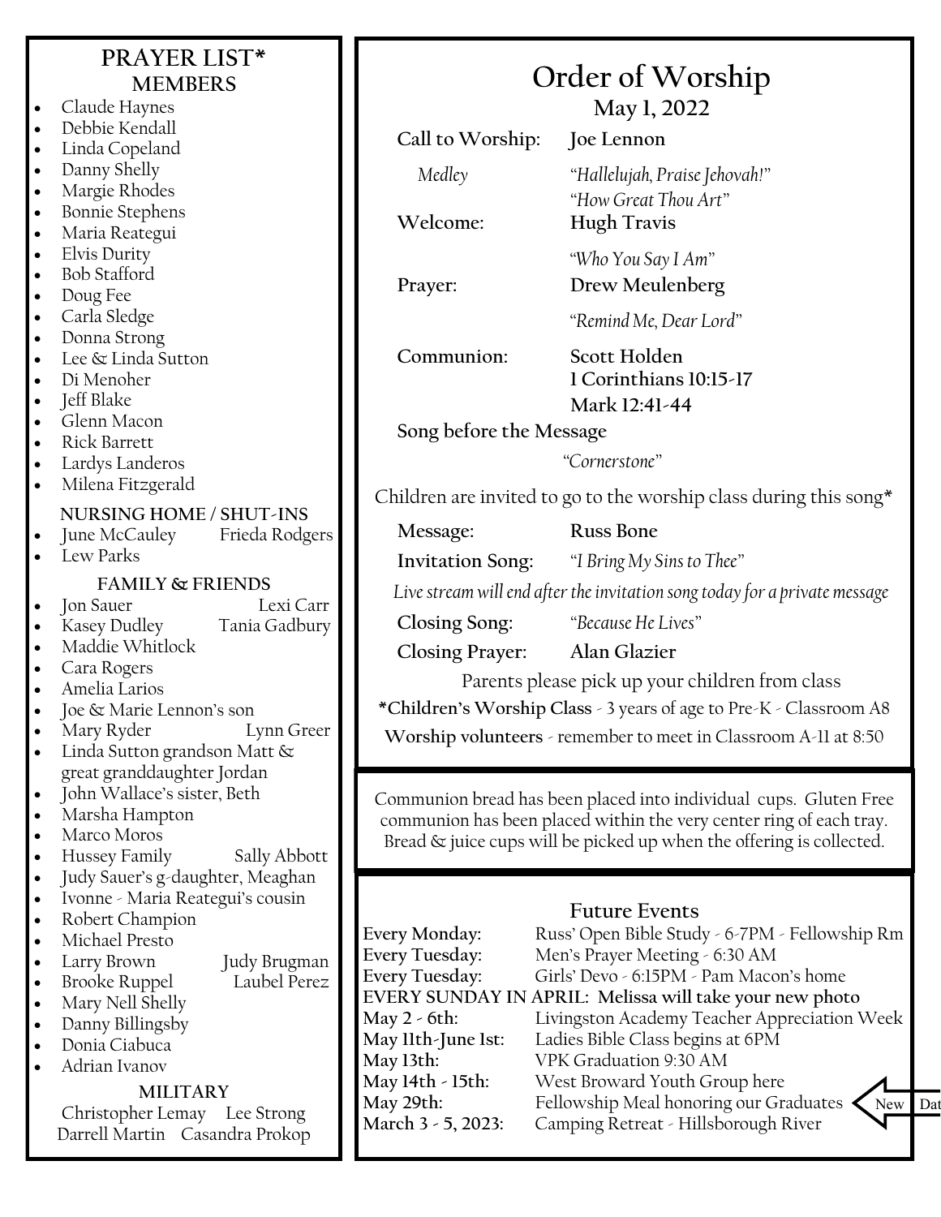## PRAYER LIST*

### MEMBERS

- Claude Haynes
- Debbie Kendall
- Linda Copeland
- Danny Shelly
- Margie Rhodes
- Bonnie Stephens
- Maria Reategui
- Elvis Durity
- Bob Stafford
- Doug Fee
- Carla Sledge
- Donna Strong
- Lee & Linda Sutton
- Di Menoher
- Jeff Blake
- Glenn Macon
- Rick Barrett
- Lardys Landeros
- Milena Fitzgerald

### NURSING HOME / SHUT-INS

- June McCauley Frieda Rodgers
- Lew Parks

### FAMILY & FRIENDS

- Jon Sauer Lexi Carr
- Kasey Dudley Tania Gadbury
- Maddie Whitlock
- Cara Rogers
- Amelia Larios
- Joe & Marie Lennon's son
- Mary Ryder Lynn Greer
- Linda Sutton grandson Matt & great granddaughter Jordan
- John Wallace's sister, Beth
- Marsha Hampton
- Marco Moros
- Hussey Family Sally Abbott
- Judy Sauer's g-daughter, Meaghan
- Ivonne - Maria Reategui's cousin
- Robert Champion
- Michael Presto
- Larry Brown Judy Brugman
- Brooke Ruppel Laubel Perez
- Mary Nell Shelly
- Danny Billingsby
- Donia Ciabuca
- Adrian Ivanov

### MILITARY

Christopher Lemay Lee Strong
Darrell Martin Casandra Prokop

# Order of Worship

**May 1, 2022**

**Call to Worship:** **Joe Lennon**

*Medley* — *"Hallelujah, Praise Jehovah!"* *"How Great Thou Art"*

**Welcome:** **Hugh Travis**

*"Who You Say I Am"*

**Prayer:** **Drew Meulenberg**

*"Remind Me, Dear Lord"*

**Communion:** **Scott Holden**
**1 Corinthians 10:15-17**
**Mark 12:41-44**

**Song before the Message**

*"Cornerstone"*

Children are invited to go to the worship class during this song*

**Message:** **Russ Bone**

**Invitation Song:** *"I Bring My Sins to Thee"*

*Live stream will end after the invitation song today for a private message*

**Closing Song:** *"Because He Lives"*

**Closing Prayer:** **Alan Glazier**

Parents please pick up your children from class

**\*Children's Worship Class** - 3 years of age to Pre-K - Classroom A8

**Worship volunteers** - remember to meet in Classroom A-11 at 8:50

Communion bread has been placed into individual cups. Gluten Free communion has been placed within the very center ring of each tray. Bread & juice cups will be picked up when the offering is collected.

## Future Events

**Every Monday:** Russ' Open Bible Study - 6-7PM - Fellowship Rm
**Every Tuesday:** Men's Prayer Meeting - 6:30 AM
**Every Tuesday:** Girls' Devo - 6:15PM - Pam Macon's home
**EVERY SUNDAY IN APRIL: Melissa will take your new photo**
**May 2 - 6th:** Livingston Academy Teacher Appreciation Week
**May 11th-June 1st:** Ladies Bible Class begins at 6PM
**May 13th:** VPK Graduation 9:30 AM
**May 14th - 15th:** West Broward Youth Group here
**May 29th:** Fellowship Meal honoring our Graduates
**March 3 - 5, 2023:** Camping Retreat - Hillsborough River

New Dat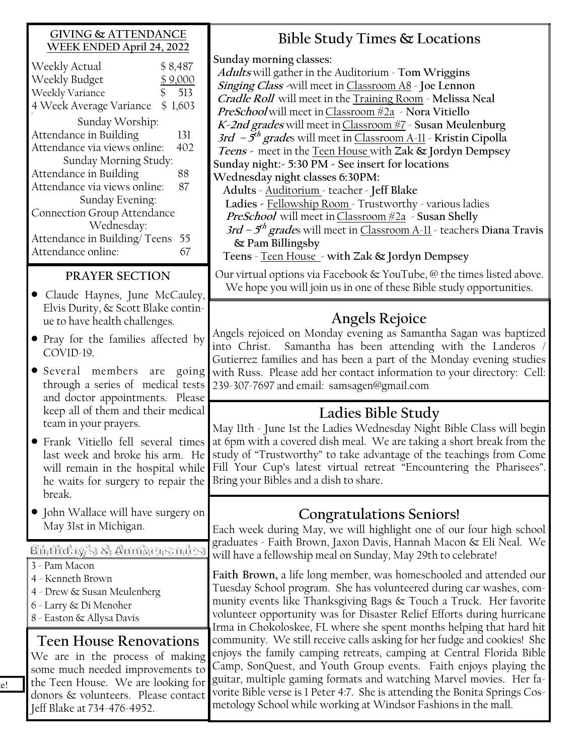## GIVING & ATTENDANCE WEEK ENDED April 24, 2022

| | |
|---|---|
| Weekly Actual | $ 8,487 |
| Weekly Budget | $ 9,000 |
| Weekly Variance | $ 513 |
| 4 Week Average Variance | $ 1,603 |

Sunday Worship:

| | |
|---|---|
| Attendance in Building | 131 |
| Attendance via views online: | 402 |

Sunday Morning Study:

| | |
|---|---|
| Attendance in Building | 88 |
| Attendance via views online: | 87 |

Sunday Evening:

Connection Group Attendance

Wednesday:

| | |
|---|---|
| Attendance in Building/ Teens | 55 |
| Attendance online: | 67 |

## PRAYER SECTION

- Claude Haynes, June McCauley, Elvis Durity, & Scott Blake continue to have health challenges.
- Pray for the families affected by COVID-19.
- Several members are going through a series of medical tests and doctor appointments. Please keep all of them and their medical team in your prayers.
- Frank Vitiello fell several times last week and broke his arm. He will remain in the hospital while he waits for surgery to repair the break.
- John Wallace will have surgery on May 31st in Michigan.

## Birthday's & Anniversaries

3 - Pam Macon
4 - Kenneth Brown
4 - Drew & Susan Meulenberg
6 - Larry & Di Menoher
8 - Easton & Allysa Davis

## Teen House Renovations

We are in the process of making some much needed improvements to the Teen House. We are looking for donors & volunteers. Please contact Jeff Blake at 734-476-4952.

## Bible Study Times & Locations

**Sunday morning classes:**

***Adults*** will gather in the Auditorium - **Tom Wriggins**
***Singing Class*** -will meet in Classroom A8 - **Joe Lennon**
***Cradle Roll*** will meet in the Training Room - **Melissa Neal**
***PreSchool*** will meet in Classroom #2a - **Nora Vitiello**
***K-2nd grades*** will meet in Classroom #7 - **Susan Meulenburg**
***3rd – 5th grades*** will meet in Classroom A-11 - **Kristin Cipolla**
***Teens*** - meet in the Teen House with **Zak & Jordyn Dempsey**

**Sunday night:- 5:30 PM - See insert for locations**

**Wednesday night classes 6:30PM:**

**Adults** - Auditorium - teacher - **Jeff Blake**
**Ladies** - Fellowship Room - Trustworthy - various ladies
***PreSchool*** will meet in Classroom #2a - **Susan Shelly**
***3rd – 5th grades*** will meet in Classroom A-11 - teachers **Diana Travis & Pam Billingsby**
**Teens** - Teen House - **with Zak & Jordyn Dempsey**

Our virtual options via Facebook & YouTube, @ the times listed above. We hope you will join us in one of these Bible study opportunities.

## Angels Rejoice

Angels rejoiced on Monday evening as Samantha Sagan was baptized into Christ. Samantha has been attending with the Landeros / Gutierrez families and has been a part of the Monday evening studies with Russ. Please add her contact information to your directory: Cell: 239-307-7697 and email: samsagen@gmail.com

## Ladies Bible Study

May 11th - June 1st the Ladies Wednesday Night Bible Class will begin at 6pm with a covered dish meal. We are taking a short break from the study of "Trustworthy" to take advantage of the teachings from Come Fill Your Cup's latest virtual retreat "Encountering the Pharisees". Bring your Bibles and a dish to share.

## Congratulations Seniors!

Each week during May, we will highlight one of our four high school graduates - Faith Brown, Jaxon Davis, Hannah Macon & Eli Neal. We will have a fellowship meal on Sunday, May 29th to celebrate!

**Faith Brown,** a life long member, was homeschooled and attended our Tuesday School program. She has volunteered during car washes, community events like Thanksgiving Bags & Touch a Truck. Her favorite volunteer opportunity was for Disaster Relief Efforts during hurricane Irma in Chokoloskee, FL where she spent months helping that hard hit community. We still receive calls asking for her fudge and cookies! She enjoys the family camping retreats, camping at Central Florida Bible Camp, SonQuest, and Youth Group events. Faith enjoys playing the guitar, multiple gaming formats and watching Marvel movies. Her favorite Bible verse is 1 Peter 4:7. She is attending the Bonita Springs Cosmetology School while working at Windsor Fashions in the mall.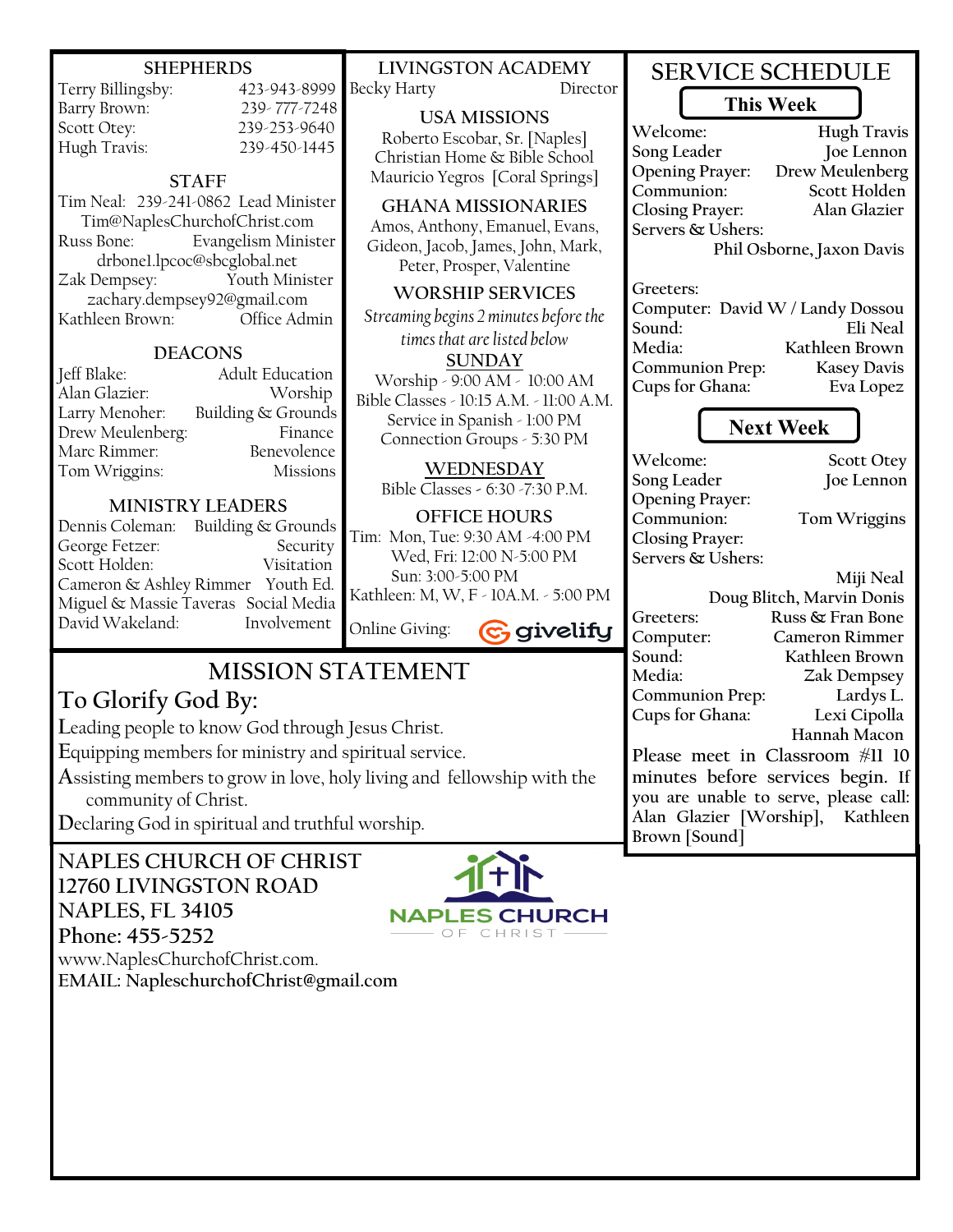## SHEPHERDS

| | |
|---|---|
| Terry Billingsby: | 423-943-8999 |
| Barry Brown: | 239- 777-7248 |
| Scott Otey: | 239-253-9640 |
| Hugh Travis: | 239-450-1445 |

## STAFF

Tim Neal: 239-241-0862 Lead Minister
Tim@NaplesChurchofChrist.com
Russ Bone: Evangelism Minister
drbone1.lpcoc@sbcglobal.net
Zak Dempsey: Youth Minister
zachary.dempsey92@gmail.com
Kathleen Brown: Office Admin

## DEACONS

| | |
|---|---|
| Jeff Blake: | Adult Education |
| Alan Glazier: | Worship |
| Larry Menoher: | Building & Grounds |
| Drew Meulenberg: | Finance |
| Marc Rimmer: | Benevolence |
| Tom Wriggins: | Missions |

## MINISTRY LEADERS

| | |
|---|---|
| Dennis Coleman: | Building & Grounds |
| George Fetzer: | Security |
| Scott Holden: | Visitation |
| Cameron & Ashley Rimmer | Youth Ed. |
| Miguel & Massie Taveras | Social Media |
| David Wakeland: | Involvement |

## LIVINGSTON ACADEMY

Becky Harty Director

## USA MISSIONS

Roberto Escobar, Sr. [Naples]
Christian Home & Bible School
Mauricio Yegros [Coral Springs]

## GHANA MISSIONARIES

Amos, Anthony, Emanuel, Evans, Gideon, Jacob, James, John, Mark, Peter, Prosper, Valentine

## WORSHIP SERVICES

*Streaming begins 2 minutes before the times that are listed below*

**SUNDAY**

Worship - 9:00 AM - 10:00 AM
Bible Classes - 10:15 A.M. - 11:00 A.M.
Service in Spanish - 1:00 PM
Connection Groups - 5:30 PM

**WEDNESDAY**

Bible Classes - 6:30 -7:30 P.M.

## OFFICE HOURS

Tim: Mon, Tue: 9:30 AM -4:00 PM
Wed, Fri: 12:00 N-5:00 PM
Sun: 3:00-5:00 PM
Kathleen: M, W, F - 10A.M. - 5:00 PM

Online Giving: givelify

## SERVICE SCHEDULE

### This Week

| | |
|---|---|
| Welcome: | Hugh Travis |
| Song Leader | Joe Lennon |
| Opening Prayer: | Drew Meulenberg |
| Communion: | Scott Holden |
| Closing Prayer: | Alan Glazier |
| Servers & Ushers: | Phil Osborne, Jaxon Davis |
| Greeters: | |
| Computer: | David W / Landy Dossou |
| Sound: | Eli Neal |
| Media: | Kathleen Brown |
| Communion Prep: | Kasey Davis |
| Cups for Ghana: | Eva Lopez |

### Next Week

| | |
|---|---|
| Welcome: | Scott Otey |
| Song Leader | Joe Lennon |
| Opening Prayer: | |
| Communion: | Tom Wriggins |
| Closing Prayer: | |
| Servers & Ushers: | Miji Neal, Doug Blitch, Marvin Donis |
| Greeters: | Russ & Fran Bone |
| Computer: | Cameron Rimmer |
| Sound: | Kathleen Brown |
| Media: | Zak Dempsey |
| Communion Prep: | Lardys L. |
| Cups for Ghana: | Lexi Cipolla, Hannah Macon |

Please meet in Classroom #11 10 minutes before services begin. If you are unable to serve, please call: Alan Glazier [Worship], Kathleen Brown [Sound]

## MISSION STATEMENT

### To Glorify God By:

Leading people to know God through Jesus Christ.
Equipping members for ministry and spiritual service.
Assisting members to grow in love, holy living and fellowship with the community of Christ.
Declaring God in spiritual and truthful worship.

NAPLES CHURCH OF CHRIST
12760 LIVINGSTON ROAD
NAPLES, FL 34105
Phone: 455-5252
www.NaplesChurchofChrist.com.
EMAIL: NapleschurchofChrist@gmail.com

NAPLES CHURCH OF CHRIST